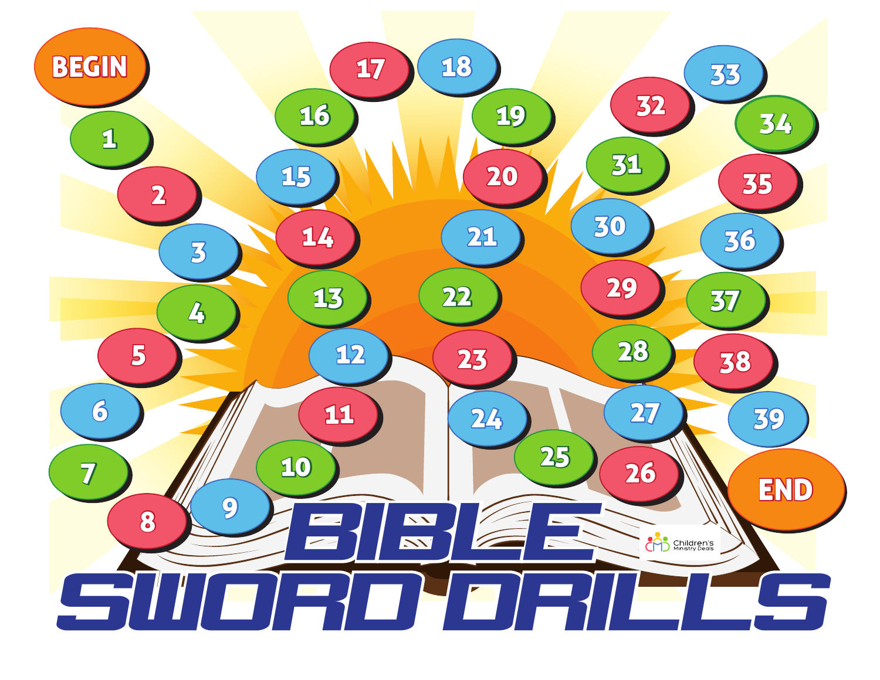BEGIN

1 2 3 4 5 6 7 8 9 10 11 12 13 14 15 16 17 18 19 20 21 22 23 24 25 26 27 28 29 30 31 32 33 34 35 36 37 38 39

END

# BIBLE SWORD DRILLS

Children's Ministry Deals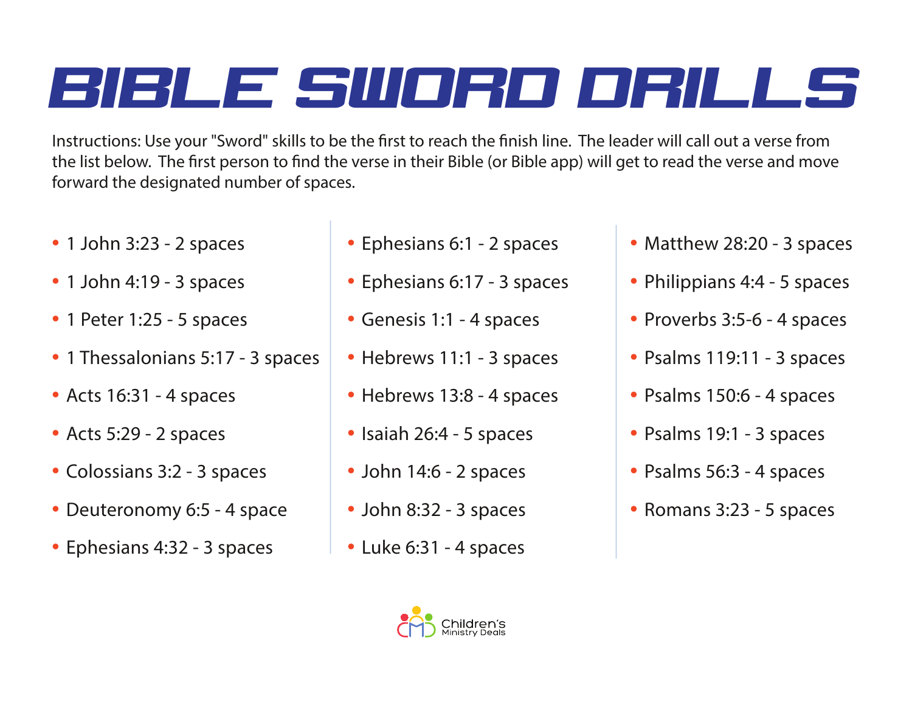# BIBLE SWORD DRILLS

Instructions: Use your "Sword" skills to be the first to reach the finish line. The leader will call out a verse from the list below. The first person to find the verse in their Bible (or Bible app) will get to read the verse and move forward the designated number of spaces.

- 1 John 3:23 - 2 spaces
- 1 John 4:19 - 3 spaces
- 1 Peter 1:25 - 5 spaces
- 1 Thessalonians 5:17 - 3 spaces
- Acts 16:31 - 4 spaces
- Acts 5:29 - 2 spaces
- Colossians 3:2 - 3 spaces
- Deuteronomy 6:5 - 4 space
- Ephesians 4:32 - 3 spaces
- Ephesians 6:1 - 2 spaces
- Ephesians 6:17 - 3 spaces
- Genesis 1:1 - 4 spaces
- Hebrews 11:1 - 3 spaces
- Hebrews 13:8 - 4 spaces
- Isaiah 26:4 - 5 spaces
- John 14:6 - 2 spaces
- John 8:32 - 3 spaces
- Luke 6:31 - 4 spaces
- Matthew 28:20 - 3 spaces
- Philippians 4:4 - 5 spaces
- Proverbs 3:5-6 - 4 spaces
- Psalms 119:11 - 3 spaces
- Psalms 150:6 - 4 spaces
- Psalms 19:1 - 3 spaces
- Psalms 56:3 - 4 spaces
- Romans 3:23 - 5 spaces

Children's Ministry Deals